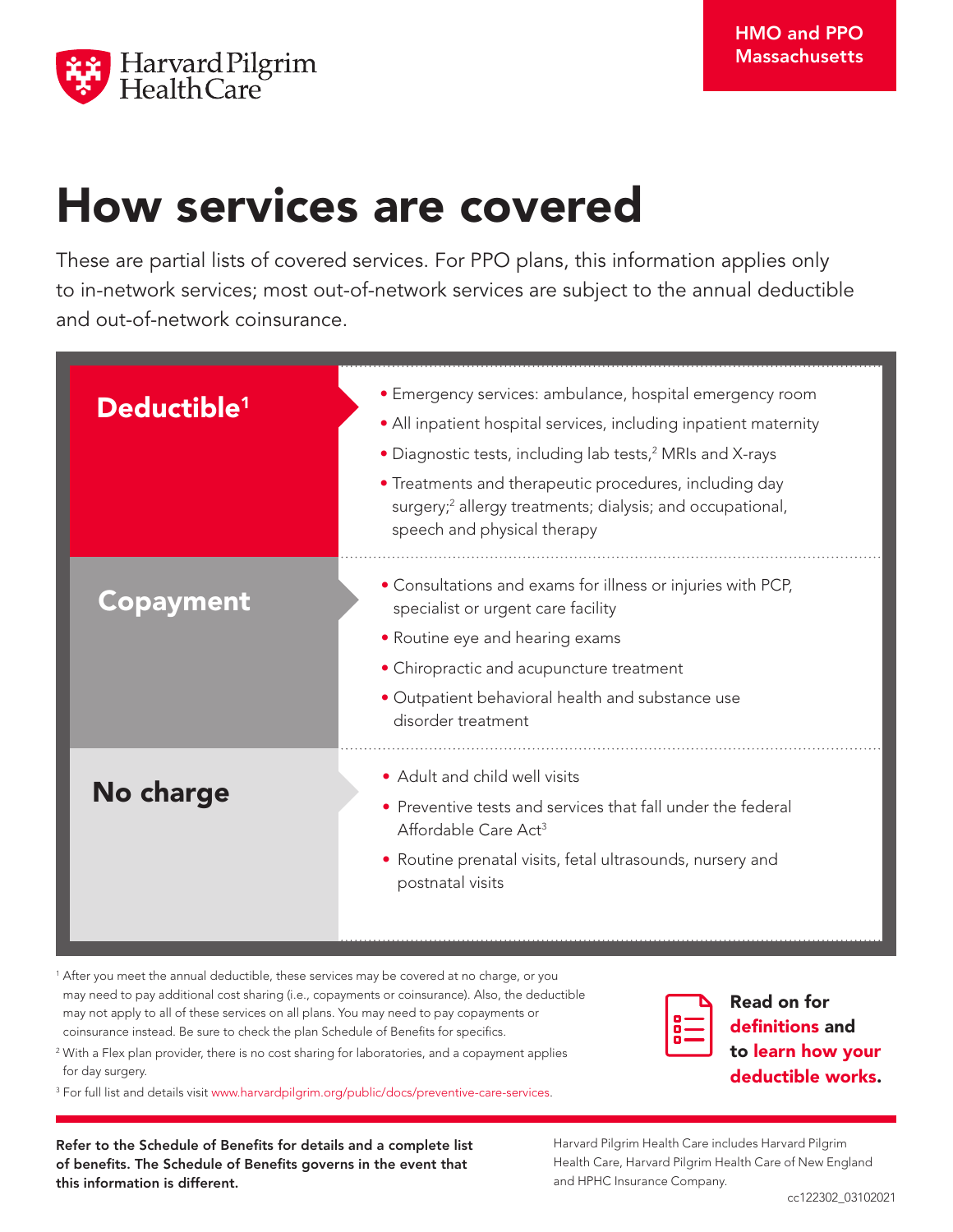Harvard Pilgrim Health Care

HMO and PPO Massachusetts

# How services are covered

These are partial lists of covered services. For PPO plans, this information applies only to in-network services; most out-of-network services are subject to the annual deductible and out-of-network coinsurance.

## Deductible[1]

- Emergency services: ambulance, hospital emergency room
- All inpatient hospital services, including inpatient maternity
- Diagnostic tests, including lab tests,[2] MRIs and X-rays
- Treatments and therapeutic procedures, including day surgery;[2] allergy treatments; dialysis; and occupational, speech and physical therapy

## Copayment

- Consultations and exams for illness or injuries with PCP, specialist or urgent care facility
- Routine eye and hearing exams
- Chiropractic and acupuncture treatment
- Outpatient behavioral health and substance use disorder treatment

## No charge

- Adult and child well visits
- Preventive tests and services that fall under the federal Affordable Care Act[3]
- Routine prenatal visits, fetal ultrasounds, nursery and postnatal visits

[1] After you meet the annual deductible, these services may be covered at no charge, or you may need to pay additional cost sharing (i.e., copayments or coinsurance). Also, the deductible may not apply to all of these services on all plans. You may need to pay copayments or coinsurance instead. Be sure to check the plan Schedule of Benefits for specifics.

[2] With a Flex plan provider, there is no cost sharing for laboratories, and a copayment applies for day surgery.

[3] For full list and details visit www.harvardpilgrim.org/public/docs/preventive-care-services.

**Read on for definitions and to learn how your deductible works.**

**Refer to the Schedule of Benefits for details and a complete list of benefits. The Schedule of Benefits governs in the event that this information is different.**

Harvard Pilgrim Health Care includes Harvard Pilgrim Health Care, Harvard Pilgrim Health Care of New England and HPHC Insurance Company.

cc122302_03102021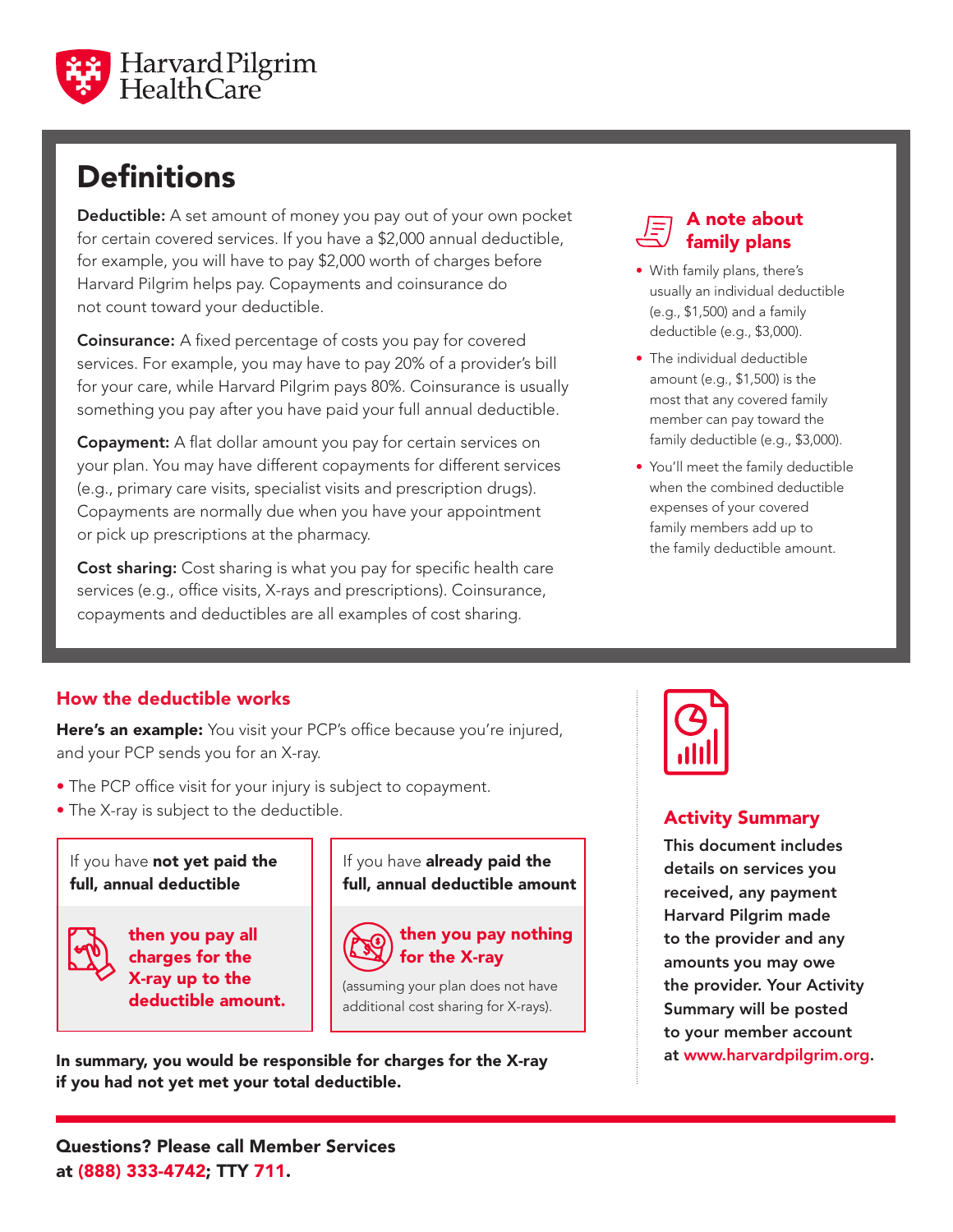Harvard Pilgrim Health Care

# Definitions

**Deductible:** A set amount of money you pay out of your own pocket for certain covered services. If you have a $2,000 annual deductible, for example, you will have to pay $2,000 worth of charges before Harvard Pilgrim helps pay. Copayments and coinsurance do not count toward your deductible.

**Coinsurance:** A fixed percentage of costs you pay for covered services. For example, you may have to pay 20% of a provider's bill for your care, while Harvard Pilgrim pays 80%. Coinsurance is usually something you pay after you have paid your full annual deductible.

**Copayment:** A flat dollar amount you pay for certain services on your plan. You may have different copayments for different services (e.g., primary care visits, specialist visits and prescription drugs). Copayments are normally due when you have your appointment or pick up prescriptions at the pharmacy.

**Cost sharing:** Cost sharing is what you pay for specific health care services (e.g., office visits, X-rays and prescriptions). Coinsurance, copayments and deductibles are all examples of cost sharing.

### A note about family plans

- With family plans, there's usually an individual deductible (e.g., $1,500) and a family deductible (e.g., $3,000).
- The individual deductible amount (e.g., $1,500) is the most that any covered family member can pay toward the family deductible (e.g., $3,000).
- You'll meet the family deductible when the combined deductible expenses of your covered family members add up to the family deductible amount.

## How the deductible works

**Here's an example:** You visit your PCP's office because you're injured, and your PCP sends you for an X-ray.

- The PCP office visit for your injury is subject to copayment.
- The X-ray is subject to the deductible.

If you have **not yet paid the full, annual deductible**

**then you pay all charges for the X-ray up to the deductible amount.**

If you have **already paid the full, annual deductible amount**

**then you pay nothing for the X-ray**

(assuming your plan does not have additional cost sharing for X-rays).

**In summary, you would be responsible for charges for the X-ray if you had not yet met your total deductible.**

### Activity Summary

**This document includes details on services you received, any payment Harvard Pilgrim made to the provider and any amounts you may owe the provider. Your Activity Summary will be posted to your member account at www.harvardpilgrim.org.**

**Questions? Please call Member Services at (888) 333-4742; TTY 711.**